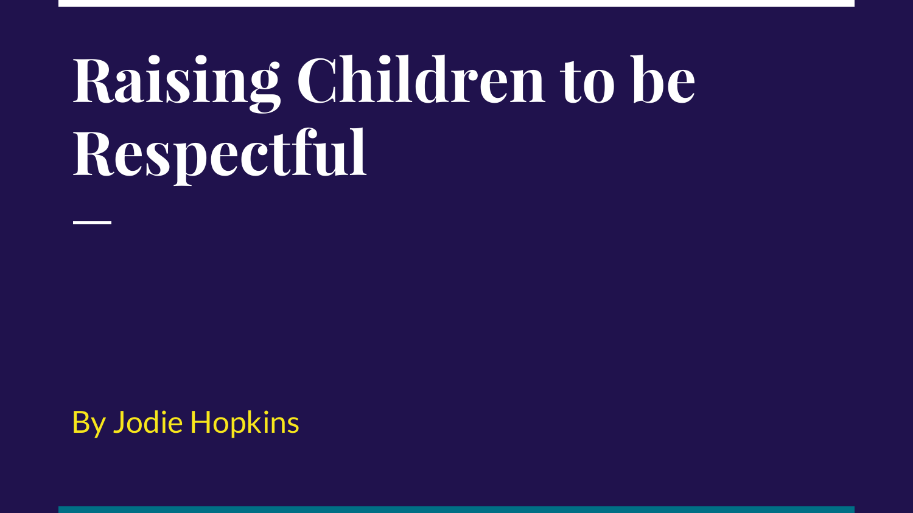# Raising Children to be Respectful

By Jodie Hopkins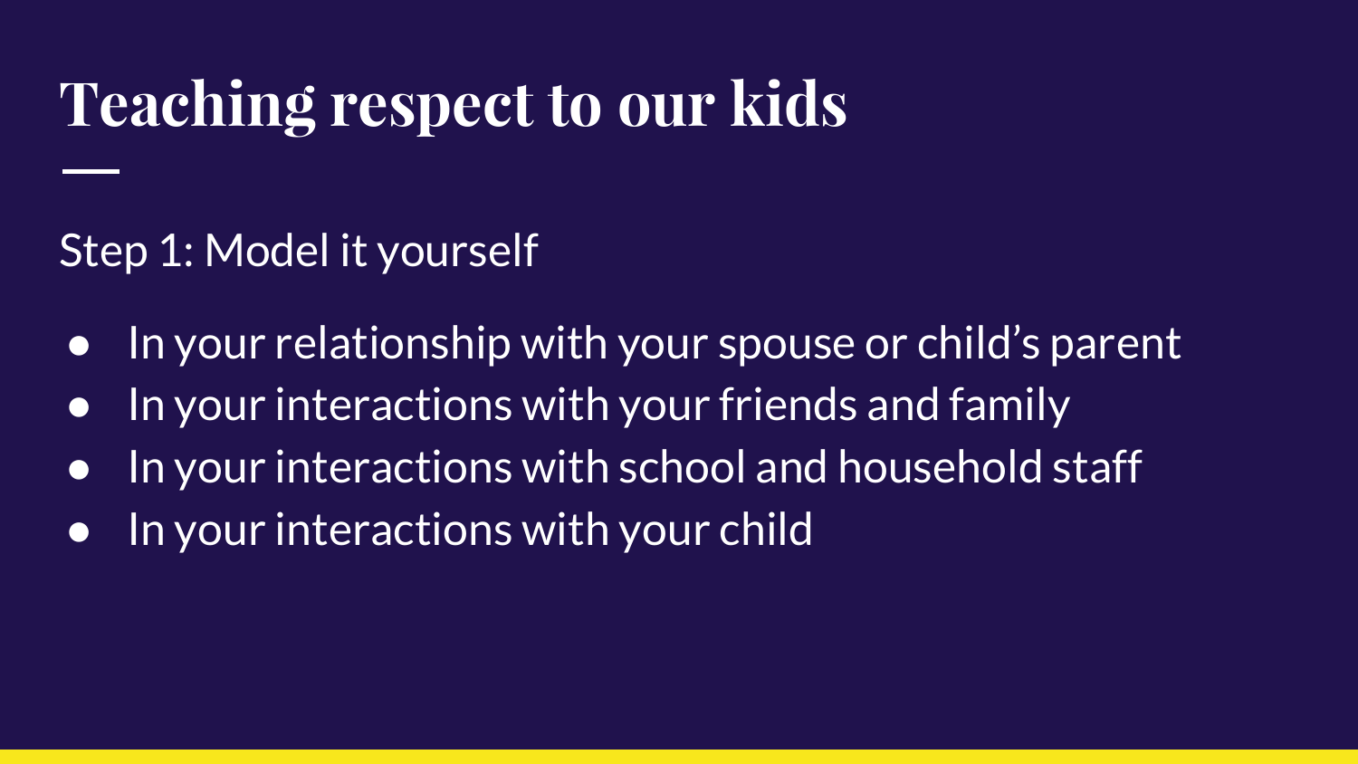# Teaching respect to our kids

Step 1: Model it yourself

- In your relationship with your spouse or child's parent
- In your interactions with your friends and family
- In your interactions with school and household staff
- In your interactions with your child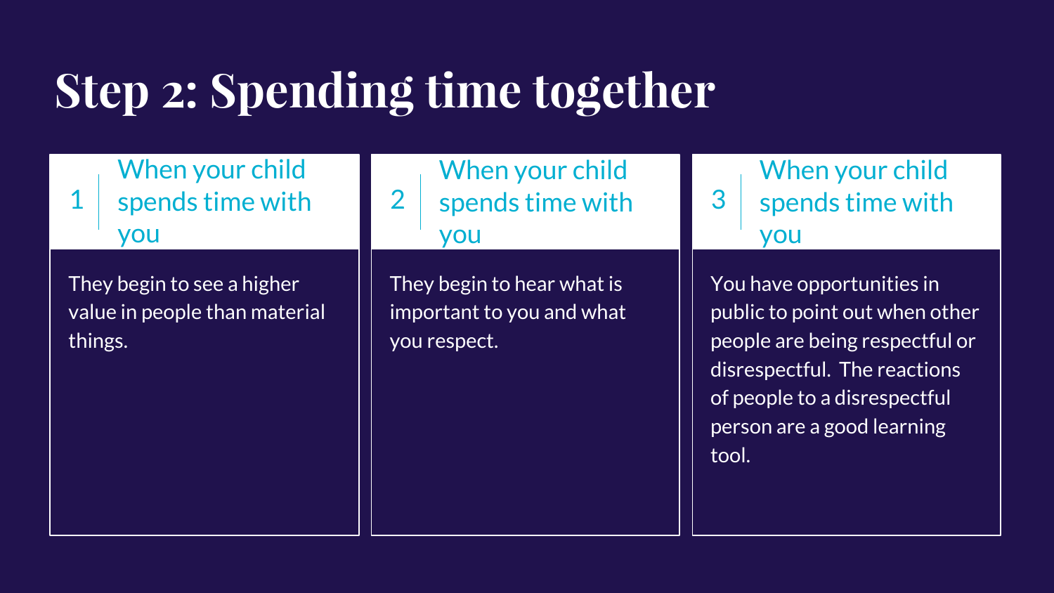# Step 2: Spending time together

### 1 | When your child spends time with you

They begin to see a higher value in people than material things.

### 2 | When your child spends time with you

They begin to hear what is important to you and what you respect.

### 3 | When your child spends time with you

You have opportunities in public to point out when other people are being respectful or disrespectful. The reactions of people to a disrespectful person are a good learning tool.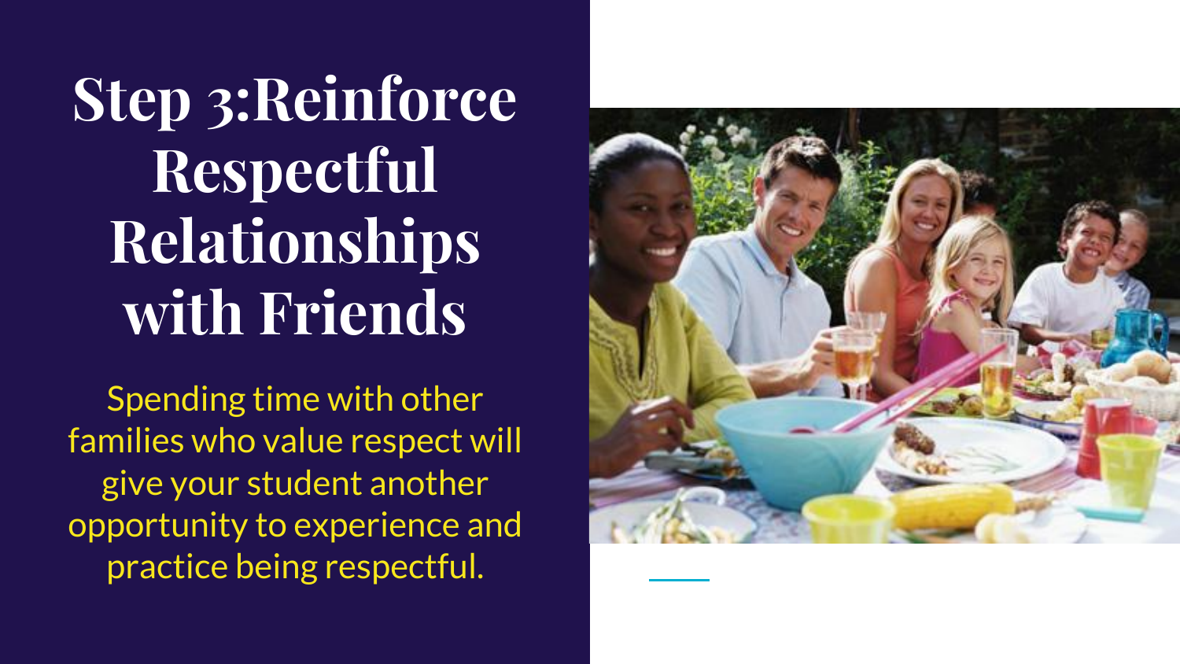# Step 3:Reinforce Respectful Relationships with Friends

Spending time with other families who value respect will give your student another opportunity to experience and practice being respectful.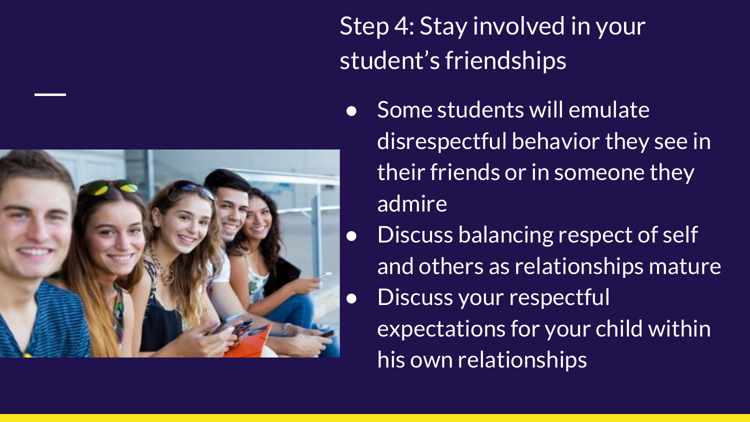# Step 4: Stay involved in your student's friendships

- Some students will emulate disrespectful behavior they see in their friends or in someone they admire
- Discuss balancing respect of self and others as relationships mature
- Discuss your respectful expectations for your child within his own relationships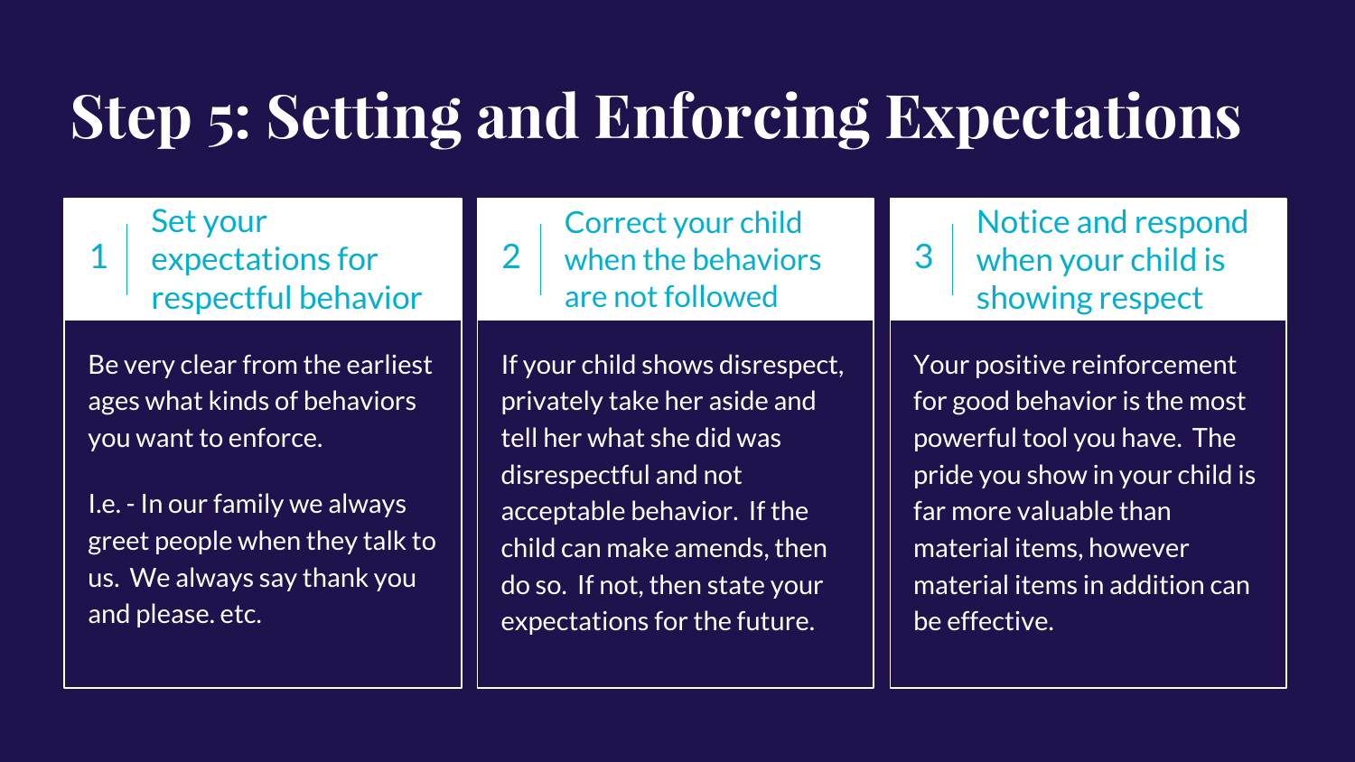# Step 5: Setting and Enforcing Expectations

## 1 Set your expectations for respectful behavior

Be very clear from the earliest ages what kinds of behaviors you want to enforce.

I.e. - In our family we always greet people when they talk to us. We always say thank you and please. etc.

## 2 Correct your child when the behaviors are not followed

If your child shows disrespect, privately take her aside and tell her what she did was disrespectful and not acceptable behavior. If the child can make amends, then do so. If not, then state your expectations for the future.

## 3 Notice and respond when your child is showing respect

Your positive reinforcement for good behavior is the most powerful tool you have. The pride you show in your child is far more valuable than material items, however material items in addition can be effective.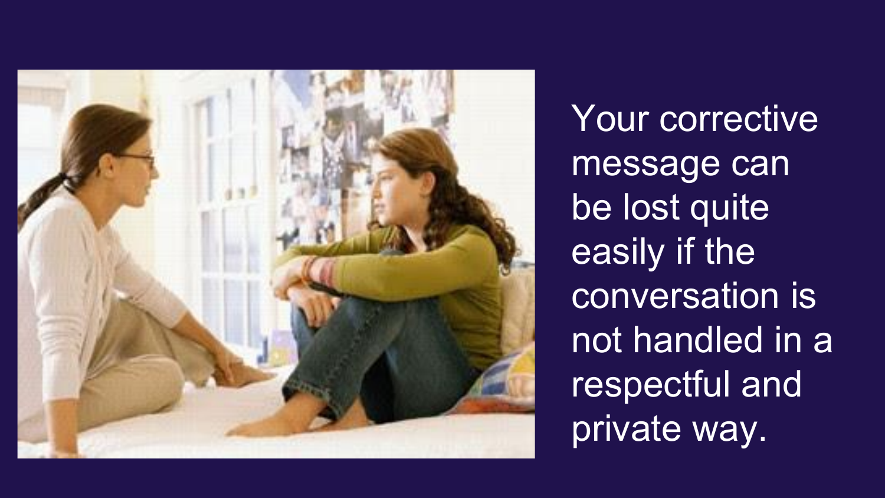Your corrective message can be lost quite easily if the conversation is not handled in a respectful and private way.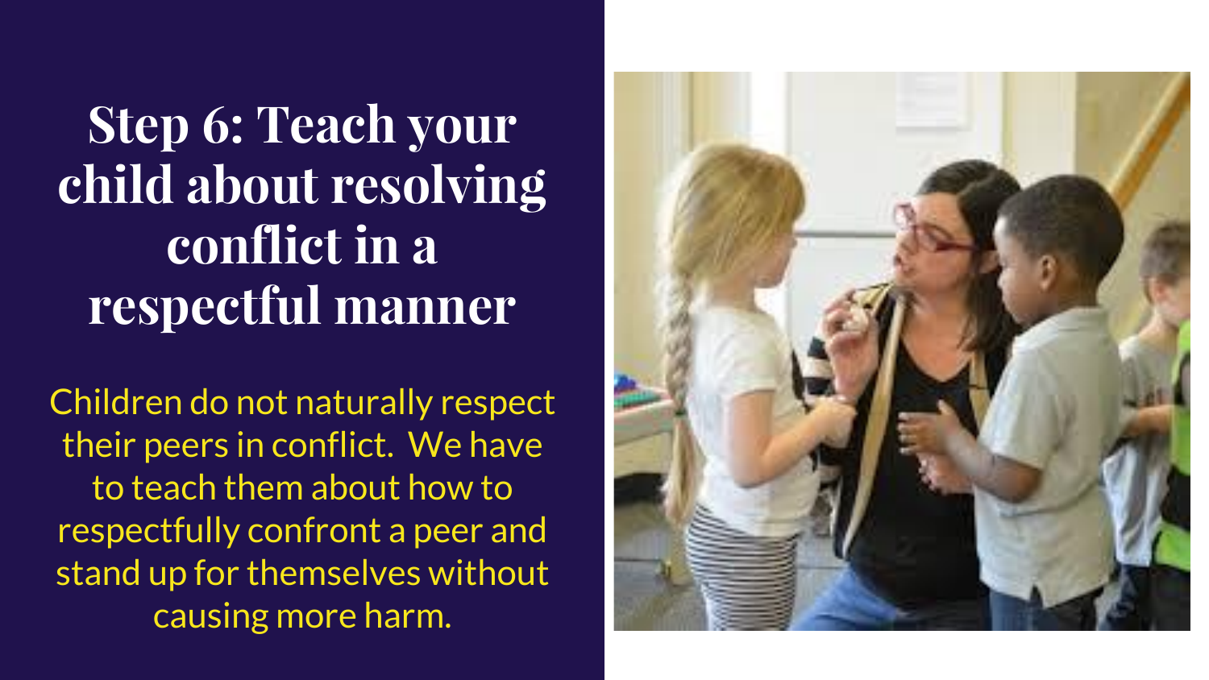# Step 6: Teach your child about resolving conflict in a respectful manner

Children do not naturally respect their peers in conflict. We have to teach them about how to respectfully confront a peer and stand up for themselves without causing more harm.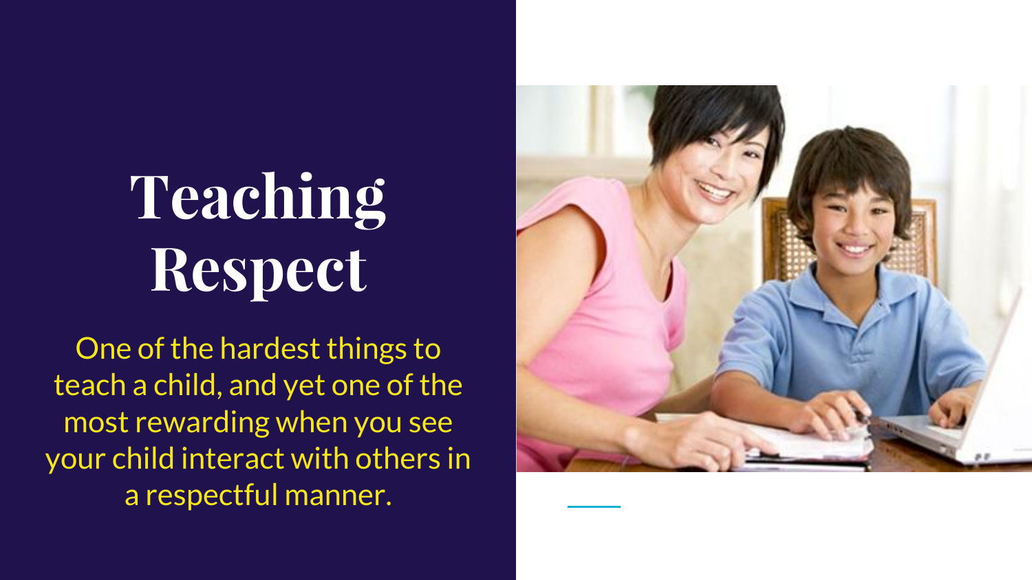# Teaching Respect

One of the hardest things to teach a child, and yet one of the most rewarding when you see your child interact with others in a respectful manner.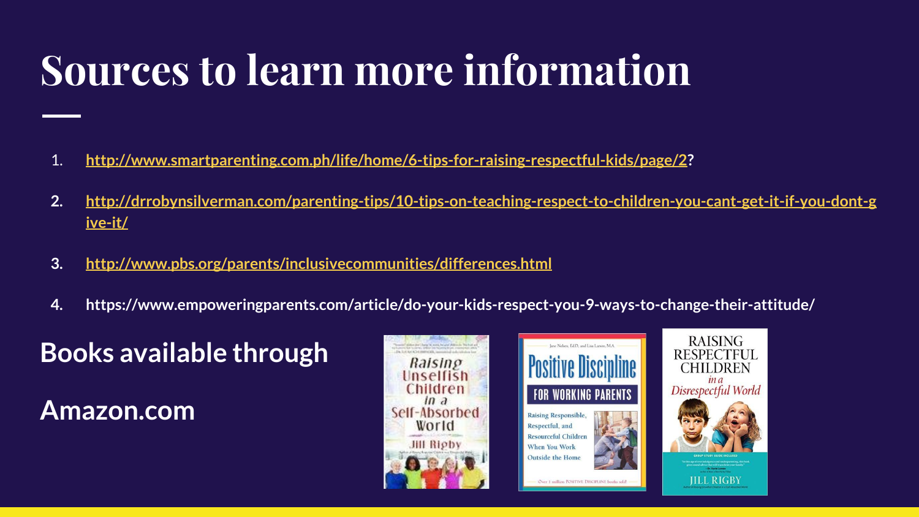# Sources to learn more information

1. **http://www.smartparenting.com.ph/life/home/6-tips-for-raising-respectful-kids/page/2?**
2. **http://drrobynsilverman.com/parenting-tips/10-tips-on-teaching-respect-to-children-you-cant-get-it-if-you-dont-give-it/**
3. **http://www.pbs.org/parents/inclusivecommunities/differences.html**
4. **https://www.empoweringparents.com/article/do-your-kids-respect-you-9-ways-to-change-their-attitude/**

## Books available through

## Amazon.com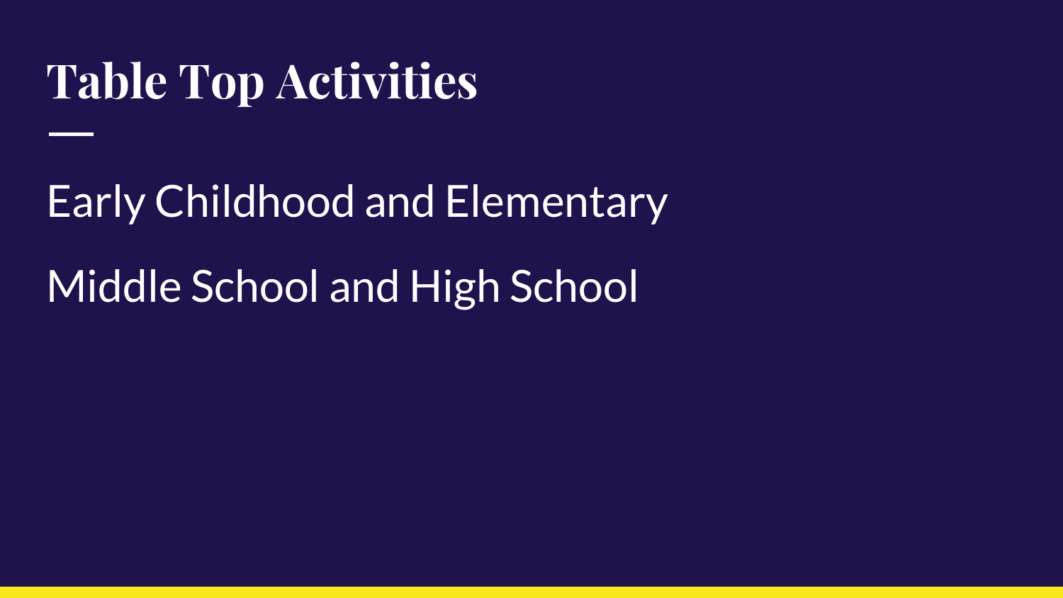# Table Top Activities

Early Childhood and Elementary

Middle School and High School